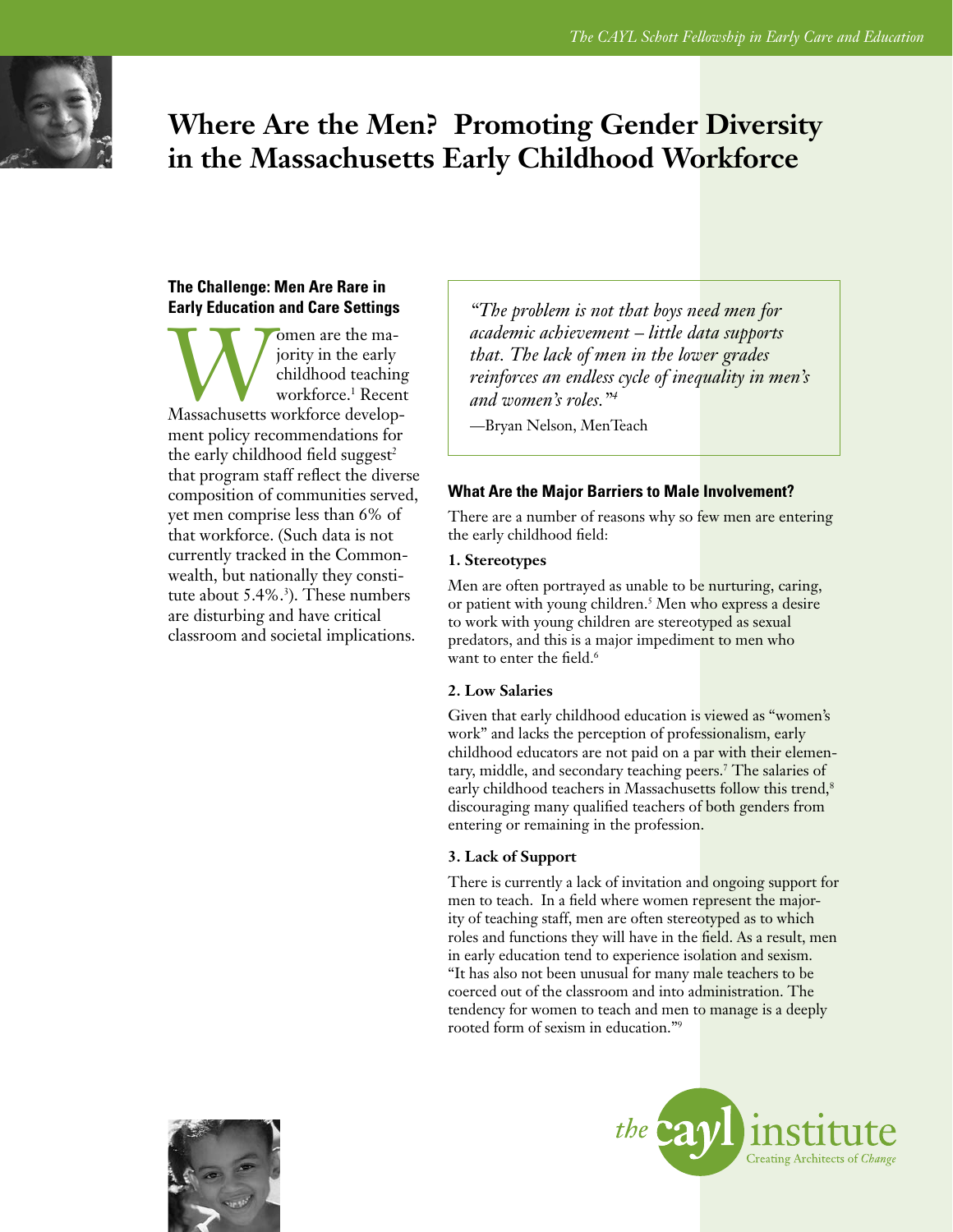# Where Are the Men? Promoting Gender Diversity in the Massachusetts Early Childhood Workforce

## The Challenge: Men Are Rare in Early Education and Care Settings

Women are the majority in the early childhood teaching workforce.[1] Recent Massachusetts workforce development policy recommendations for the early childhood field suggest[2] that program staff reflect the diverse composition of communities served, yet men comprise less than 6% of that workforce. (Such data is not currently tracked in the Commonwealth, but nationally they constitute about 5.4%.[3]). These numbers are disturbing and have critical classroom and societal implications.

> *"The problem is not that boys need men for academic achievement – little data supports that. The lack of men in the lower grades reinforces an endless cycle of inequality in men's and women's roles."*[4]
>
> —Bryan Nelson, MenTeach

## What Are the Major Barriers to Male Involvement?

There are a number of reasons why so few men are entering the early childhood field:

### 1. Stereotypes

Men are often portrayed as unable to be nurturing, caring, or patient with young children.[5] Men who express a desire to work with young children are stereotyped as sexual predators, and this is a major impediment to men who want to enter the field.[6]

### 2. Low Salaries

Given that early childhood education is viewed as "women's work" and lacks the perception of professionalism, early childhood educators are not paid on a par with their elementary, middle, and secondary teaching peers.[7] The salaries of early childhood teachers in Massachusetts follow this trend,[8] discouraging many qualified teachers of both genders from entering or remaining in the profession.

### 3. Lack of Support

There is currently a lack of invitation and ongoing support for men to teach. In a field where women represent the majority of teaching staff, men are often stereotyped as to which roles and functions they will have in the field. As a result, men in early education tend to experience isolation and sexism. "It has also not been unusual for many male teachers to be coerced out of the classroom and into administration. The tendency for women to teach and men to manage is a deeply rooted form of sexism in education."[9]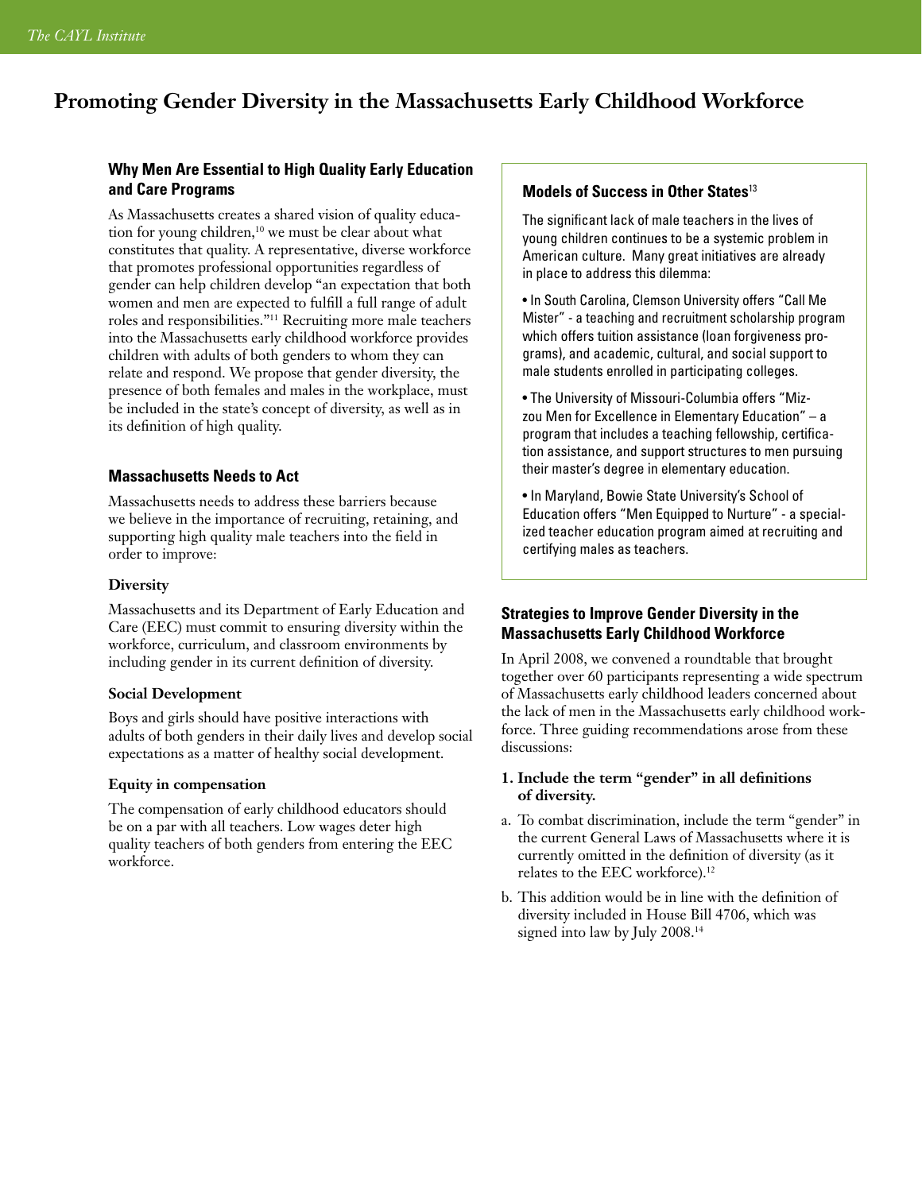# Promoting Gender Diversity in the Massachusetts Early Childhood Workforce

## Why Men Are Essential to High Quality Early Education and Care Programs

As Massachusetts creates a shared vision of quality education for young children,[10] we must be clear about what constitutes that quality. A representative, diverse workforce that promotes professional opportunities regardless of gender can help children develop "an expectation that both women and men are expected to fulfill a full range of adult roles and responsibilities."[11] Recruiting more male teachers into the Massachusetts early childhood workforce provides children with adults of both genders to whom they can relate and respond. We propose that gender diversity, the presence of both females and males in the workplace, must be included in the state's concept of diversity, as well as in its definition of high quality.

## Massachusetts Needs to Act

Massachusetts needs to address these barriers because we believe in the importance of recruiting, retaining, and supporting high quality male teachers into the field in order to improve:

**Diversity**

Massachusetts and its Department of Early Education and Care (EEC) must commit to ensuring diversity within the workforce, curriculum, and classroom environments by including gender in its current definition of diversity.

**Social Development**

Boys and girls should have positive interactions with adults of both genders in their daily lives and develop social expectations as a matter of healthy social development.

**Equity in compensation**

The compensation of early childhood educators should be on a par with all teachers. Low wages deter high quality teachers of both genders from entering the EEC workforce.

### Models of Success in Other States[13]

The significant lack of male teachers in the lives of young children continues to be a systemic problem in American culture. Many great initiatives are already in place to address this dilemma:

- In South Carolina, Clemson University offers "Call Me Mister" - a teaching and recruitment scholarship program which offers tuition assistance (loan forgiveness programs), and academic, cultural, and social support to male students enrolled in participating colleges.
- The University of Missouri-Columbia offers "Mizzou Men for Excellence in Elementary Education" – a program that includes a teaching fellowship, certification assistance, and support structures to men pursuing their master's degree in elementary education.
- In Maryland, Bowie State University's School of Education offers "Men Equipped to Nurture" - a specialized teacher education program aimed at recruiting and certifying males as teachers.

## Strategies to Improve Gender Diversity in the Massachusetts Early Childhood Workforce

In April 2008, we convened a roundtable that brought together over 60 participants representing a wide spectrum of Massachusetts early childhood leaders concerned about the lack of men in the Massachusetts early childhood workforce. Three guiding recommendations arose from these discussions:

**1. Include the term "gender" in all definitions of diversity.**

a. To combat discrimination, include the term "gender" in the current General Laws of Massachusetts where it is currently omitted in the definition of diversity (as it relates to the EEC workforce).[12]

b. This addition would be in line with the definition of diversity included in House Bill 4706, which was signed into law by July 2008.[14]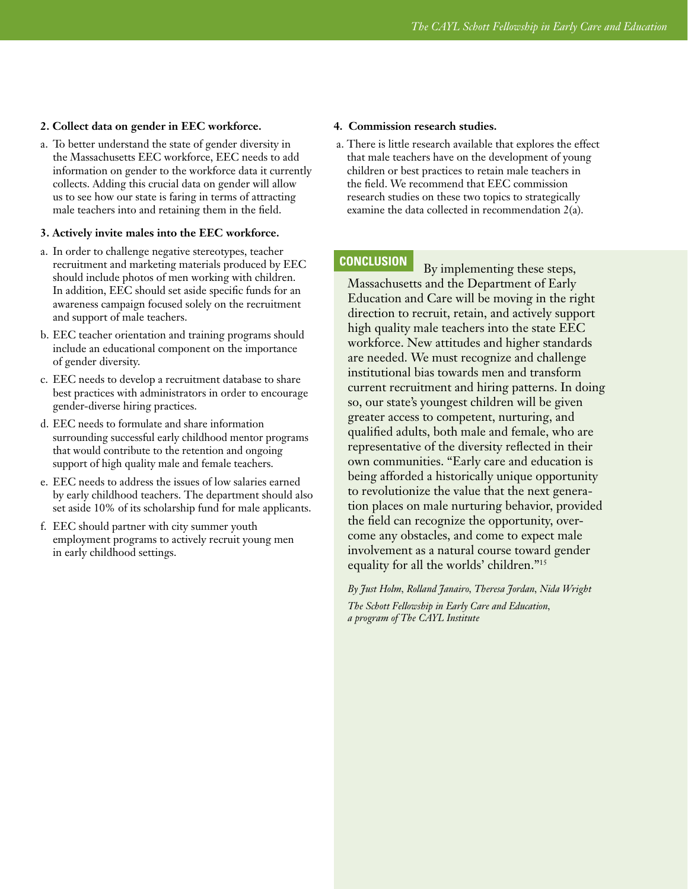**2. Collect data on gender in EEC workforce.**

a. To better understand the state of gender diversity in the Massachusetts EEC workforce, EEC needs to add information on gender to the workforce data it currently collects. Adding this crucial data on gender will allow us to see how our state is faring in terms of attracting male teachers into and retaining them in the field.

**3. Actively invite males into the EEC workforce.**

a. In order to challenge negative stereotypes, teacher recruitment and marketing materials produced by EEC should include photos of men working with children. In addition, EEC should set aside specific funds for an awareness campaign focused solely on the recruitment and support of male teachers.

b. EEC teacher orientation and training programs should include an educational component on the importance of gender diversity.

c. EEC needs to develop a recruitment database to share best practices with administrators in order to encourage gender-diverse hiring practices.

d. EEC needs to formulate and share information surrounding successful early childhood mentor programs that would contribute to the retention and ongoing support of high quality male and female teachers.

e. EEC needs to address the issues of low salaries earned by early childhood teachers. The department should also set aside 10% of its scholarship fund for male applicants.

f. EEC should partner with city summer youth employment programs to actively recruit young men in early childhood settings.

**4. Commission research studies.**

a. There is little research available that explores the effect that male teachers have on the development of young children or best practices to retain male teachers in the field. We recommend that EEC commission research studies on these two topics to strategically examine the data collected in recommendation 2(a).

## CONCLUSION

By implementing these steps, Massachusetts and the Department of Early Education and Care will be moving in the right direction to recruit, retain, and actively support high quality male teachers into the state EEC workforce. New attitudes and higher standards are needed. We must recognize and challenge institutional bias towards men and transform current recruitment and hiring patterns. In doing so, our state's youngest children will be given greater access to competent, nurturing, and qualified adults, both male and female, who are representative of the diversity reflected in their own communities. "Early care and education is being afforded a historically unique opportunity to revolutionize the value that the next generation places on male nurturing behavior, provided the field can recognize the opportunity, overcome any obstacles, and come to expect male involvement as a natural course toward gender equality for all the worlds' children."[15]

*By Just Holm, Rolland Janairo, Theresa Jordan, Nida Wright*

*The Schott Fellowship in Early Care and Education, a program of The CAYL Institute*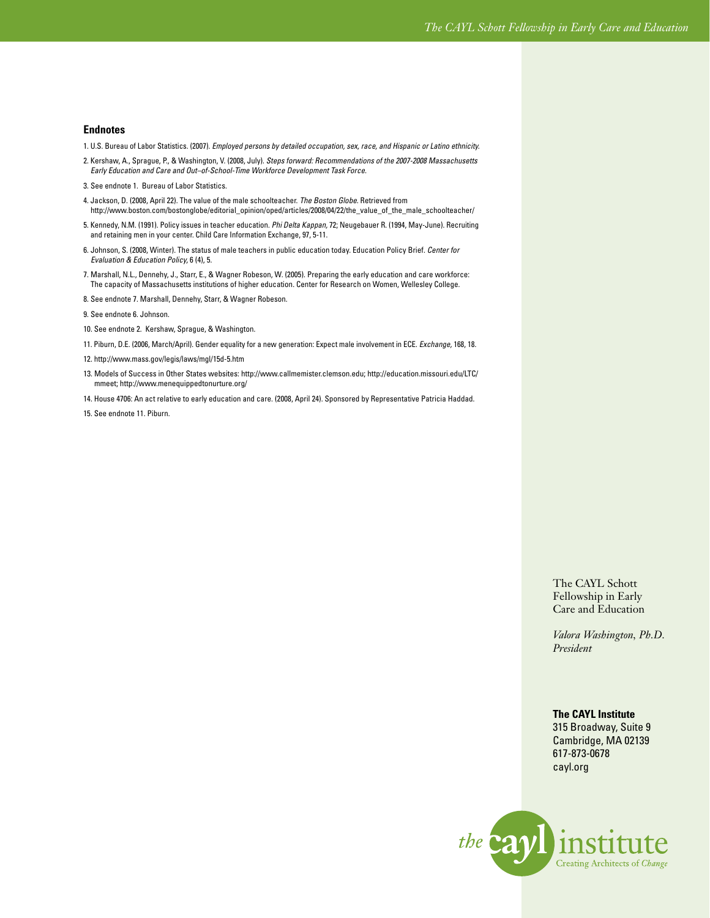## Endnotes

1. U.S. Bureau of Labor Statistics. (2007). *Employed persons by detailed occupation, sex, race, and Hispanic or Latino ethnicity.*
2. Kershaw, A., Sprague, P., & Washington, V. (2008, July). *Steps forward: Recommendations of the 2007-2008 Massachusetts Early Education and Care and Out–of-School-Time Workforce Development Task Force.*
3. See endnote 1. Bureau of Labor Statistics.
4. Jackson, D. (2008, April 22). The value of the male schoolteacher. *The Boston Globe*. Retrieved from http://www.boston.com/bostonglobe/editorial_opinion/oped/articles/2008/04/22/the_value_of_the_male_schoolteacher/
5. Kennedy, N.M. (1991). Policy issues in teacher education. *Phi Delta Kappan*, 72; Neugebauer R. (1994, May-June). Recruiting and retaining men in your center. Child Care Information Exchange, 97, 5-11.
6. Johnson, S. (2008, Winter). The status of male teachers in public education today. Education Policy Brief. *Center for Evaluation & Education Policy*, 6 (4), 5.
7. Marshall, N.L., Dennehy, J., Starr, E., & Wagner Robeson, W. (2005). Preparing the early education and care workforce: The capacity of Massachusetts institutions of higher education. Center for Research on Women, Wellesley College.
8. See endnote 7. Marshall, Dennehy, Starr, & Wagner Robeson.
9. See endnote 6. Johnson.
10. See endnote 2. Kershaw, Sprague, & Washington.
11. Piburn, D.E. (2006, March/April). Gender equality for a new generation: Expect male involvement in ECE. *Exchange*, 168, 18.
12. http://www.mass.gov/legis/laws/mgl/15d-5.htm
13. Models of Success in Other States websites: http://www.callmemister.clemson.edu; http://education.missouri.edu/LTC/mmeet; http://www.menequippedtonurture.org/
14. House 4706: An act relative to early education and care. (2008, April 24). Sponsored by Representative Patricia Haddad.
15. See endnote 11. Piburn.

The CAYL Schott Fellowship in Early Care and Education

*Valora Washington, Ph.D.*
*President*

**The CAYL Institute**
315 Broadway, Suite 9
Cambridge, MA 02139
617-873-0678
cayl.org

the cayl institute
Creating Architects of *Change*